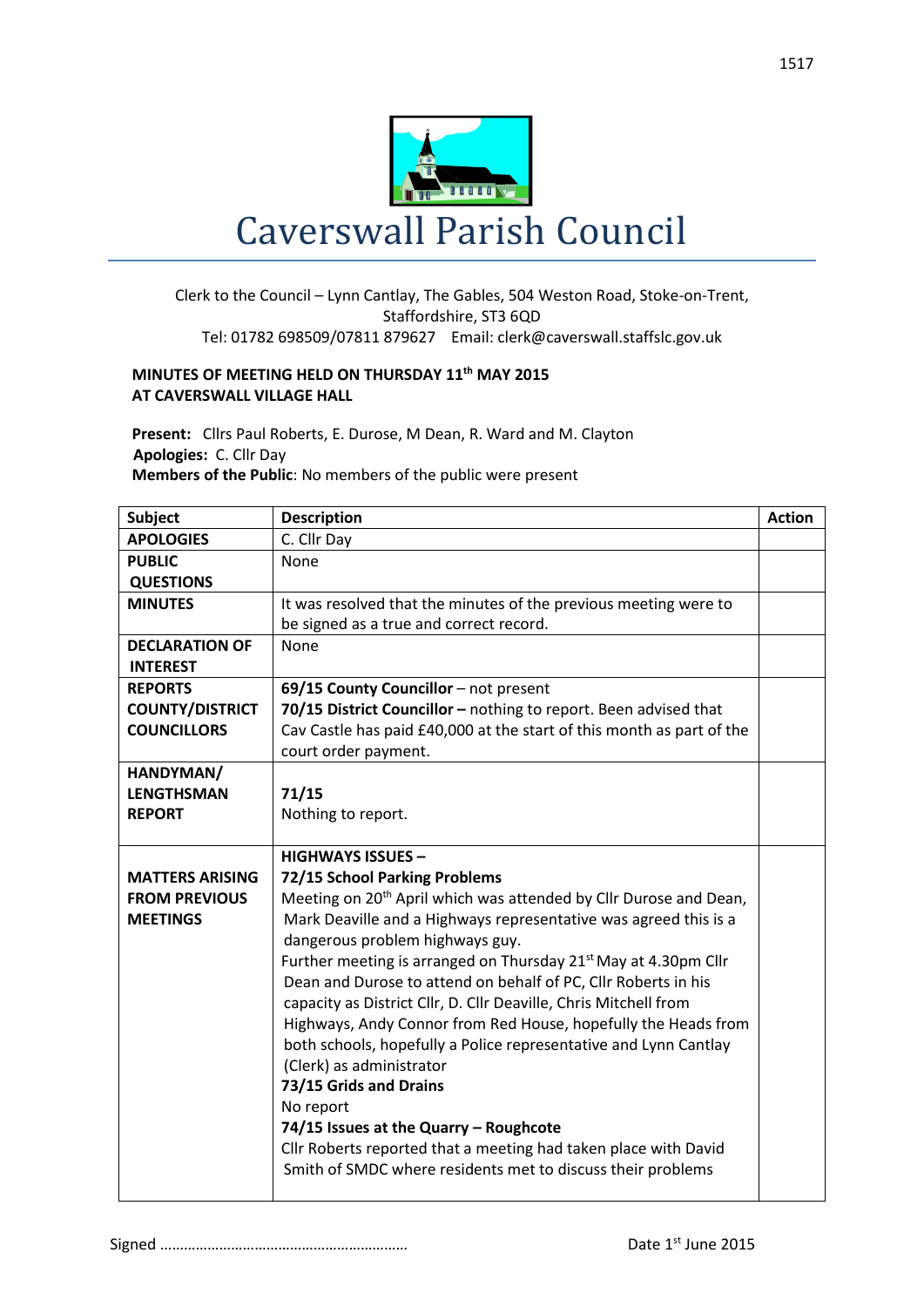# Caverswall Parish Council

Clerk to the Council – Lynn Cantlay, The Gables, 504 Weston Road, Stoke-on-Trent, Staffordshire, ST3 6QD
Tel: 01782 698509/07811 879627 Email: clerk@caverswall.staffslc.gov.uk

**MINUTES OF MEETING HELD ON THURSDAY 11th MAY 2015**
**AT CAVERSWALL VILLAGE HALL**

**Present:** Cllrs Paul Roberts, E. Durose, M Dean, R. Ward and M. Clayton
**Apologies:** C. Cllr Day
**Members of the Public**: No members of the public were present

| Subject | Description | Action |
|---|---|---|
| **APOLOGIES** | C. Cllr Day | |
| **PUBLIC QUESTIONS** | None | |
| **MINUTES** | It was resolved that the minutes of the previous meeting were to be signed as a true and correct record. | |
| **DECLARATION OF INTEREST** | None | |
| **REPORTS COUNTY/DISTRICT COUNCILLORS** | **69/15 County Councillor** – not present<br>**70/15 District Councillor –** nothing to report. Been advised that Cav Castle has paid £40,000 at the start of this month as part of the court order payment. | |
| **HANDYMAN/ LENGTHSMAN REPORT** | **71/15**<br>Nothing to report. | |
| **MATTERS ARISING FROM PREVIOUS MEETINGS** | **HIGHWAYS ISSUES –**<br>**72/15 School Parking Problems**<br>Meeting on 20th April which was attended by Cllr Durose and Dean, Mark Deaville and a Highways representative was agreed this is a dangerous problem highways guy.<br>Further meeting is arranged on Thursday 21st May at 4.30pm Cllr Dean and Durose to attend on behalf of PC, Cllr Roberts in his capacity as District Cllr, D. Cllr Deaville, Chris Mitchell from Highways, Andy Connor from Red House, hopefully the Heads from both schools, hopefully a Police representative and Lynn Cantlay (Clerk) as administrator<br>**73/15 Grids and Drains**<br>No report<br>**74/15 Issues at the Quarry – Roughcote**<br>Cllr Roberts reported that a meeting had taken place with David Smith of SMDC where residents met to discuss their problems | |

Signed ……………………………………………………… Date 1st June 2015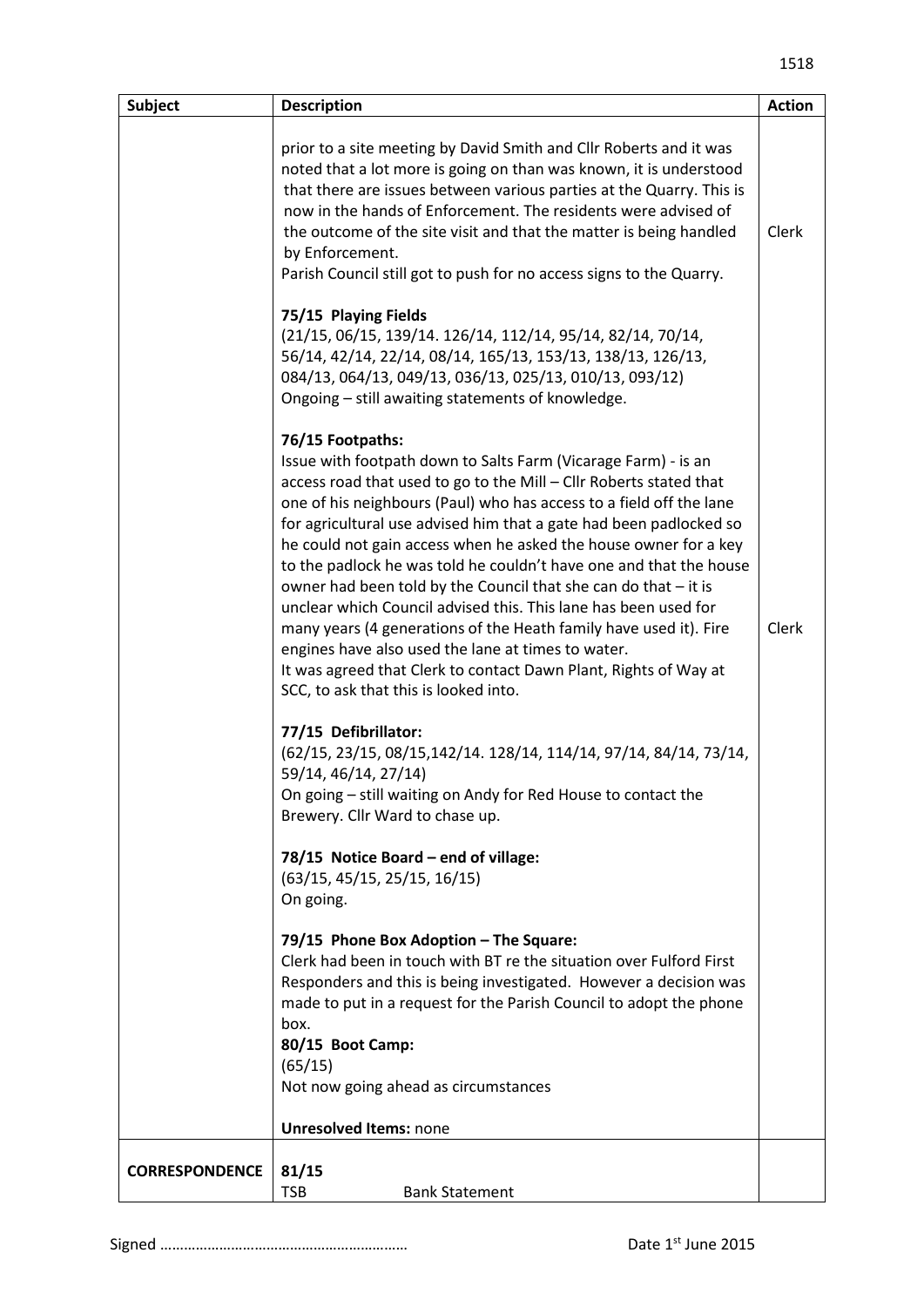| Subject | Description | Action |
|---|---|---|
| | prior to a site meeting by David Smith and Cllr Roberts and it was noted that a lot more is going on than was known, it is understood that there are issues between various parties at the Quarry. This is now in the hands of Enforcement. The residents were advised of the outcome of the site visit and that the matter is being handled by Enforcement.<br>Parish Council still got to push for no access signs to the Quarry.<br><br>**75/15 Playing Fields**<br>(21/15, 06/15, 139/14. 126/14, 112/14, 95/14, 82/14, 70/14, 56/14, 42/14, 22/14, 08/14, 165/13, 153/13, 138/13, 126/13, 084/13, 064/13, 049/13, 036/13, 025/13, 010/13, 093/12)<br>Ongoing – still awaiting statements of knowledge.<br><br>**76/15 Footpaths:**<br>Issue with footpath down to Salts Farm (Vicarage Farm) - is an access road that used to go to the Mill – Cllr Roberts stated that one of his neighbours (Paul) who has access to a field off the lane for agricultural use advised him that a gate had been padlocked so he could not gain access when he asked the house owner for a key to the padlock he was told he couldn't have one and that the house owner had been told by the Council that she can do that – it is unclear which Council advised this. This lane has been used for many years (4 generations of the Heath family have used it). Fire engines have also used the lane at times to water.<br>It was agreed that Clerk to contact Dawn Plant, Rights of Way at SCC, to ask that this is looked into.<br><br>**77/15 Defibrillator:**<br>(62/15, 23/15, 08/15,142/14. 128/14, 114/14, 97/14, 84/14, 73/14, 59/14, 46/14, 27/14)<br>On going – still waiting on Andy for Red House to contact the Brewery. Cllr Ward to chase up.<br><br>**78/15 Notice Board – end of village:**<br>(63/15, 45/15, 25/15, 16/15)<br>On going.<br><br>**79/15 Phone Box Adoption – The Square:**<br>Clerk had been in touch with BT re the situation over Fulford First Responders and this is being investigated. However a decision was made to put in a request for the Parish Council to adopt the phone box.<br>**80/15 Boot Camp:**<br>(65/15)<br>Not now going ahead as circumstances<br><br>**Unresolved Items:** none | Clerk<br><br><br><br><br><br><br><br><br><br><br><br>Clerk |
| **CORRESPONDENCE** | **81/15**<br>TSB Bank Statement | |

Signed …………………………………………………… Date 1st June 2015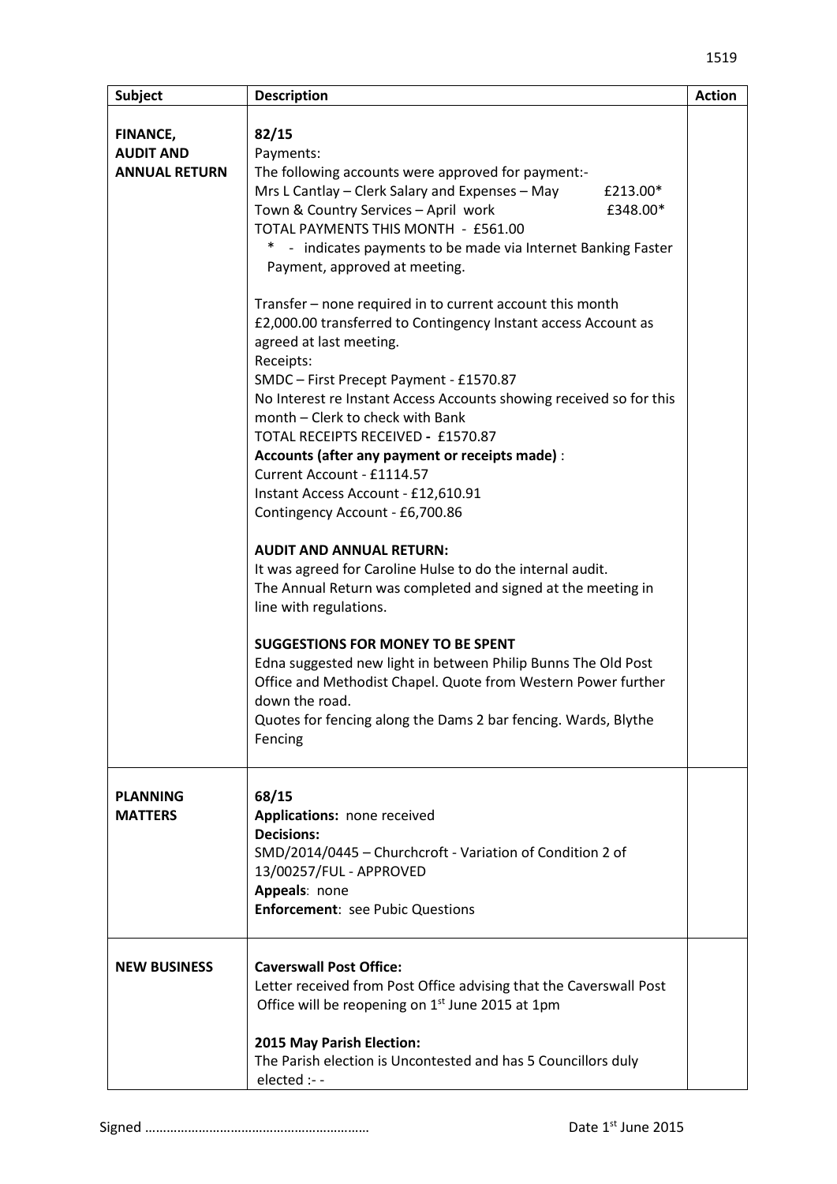| Subject | Description | Action |
|---|---|---|
| **FINANCE, AUDIT AND ANNUAL RETURN** | **82/15**<br>Payments:<br>The following accounts were approved for payment:-<br>Mrs L Cantlay – Clerk Salary and Expenses – May £213.00*<br>Town & Country Services – April work £348.00*<br>TOTAL PAYMENTS THIS MONTH - £561.00<br>* - indicates payments to be made via Internet Banking Faster Payment, approved at meeting.<br><br>Transfer – none required in to current account this month<br>£2,000.00 transferred to Contingency Instant access Account as agreed at last meeting.<br>Receipts:<br>SMDC – First Precept Payment - £1570.87<br>No Interest re Instant Access Accounts showing received so for this month – Clerk to check with Bank<br>TOTAL RECEIPTS RECEIVED - £1570.87<br>**Accounts (after any payment or receipts made)** :<br>Current Account - £1114.57<br>Instant Access Account - £12,610.91<br>Contingency Account - £6,700.86<br><br>**AUDIT AND ANNUAL RETURN:**<br>It was agreed for Caroline Hulse to do the internal audit.<br>The Annual Return was completed and signed at the meeting in line with regulations.<br><br>**SUGGESTIONS FOR MONEY TO BE SPENT**<br>Edna suggested new light in between Philip Bunns The Old Post Office and Methodist Chapel. Quote from Western Power further down the road.<br>Quotes for fencing along the Dams 2 bar fencing. Wards, Blythe Fencing | |
| **PLANNING MATTERS** | **68/15**<br>**Applications:** none received<br>**Decisions:**<br>SMD/2014/0445 – Churchcroft - Variation of Condition 2 of 13/00257/FUL - APPROVED<br>**Appeals**: none<br>**Enforcement**: see Pubic Questions | |
| **NEW BUSINESS** | **Caverswall Post Office:**<br>Letter received from Post Office advising that the Caverswall Post Office will be reopening on 1st June 2015 at 1pm<br><br>**2015 May Parish Election:**<br>The Parish election is Uncontested and has 5 Councillors duly elected :- - | |

Signed ……………………………………………………… Date 1st June 2015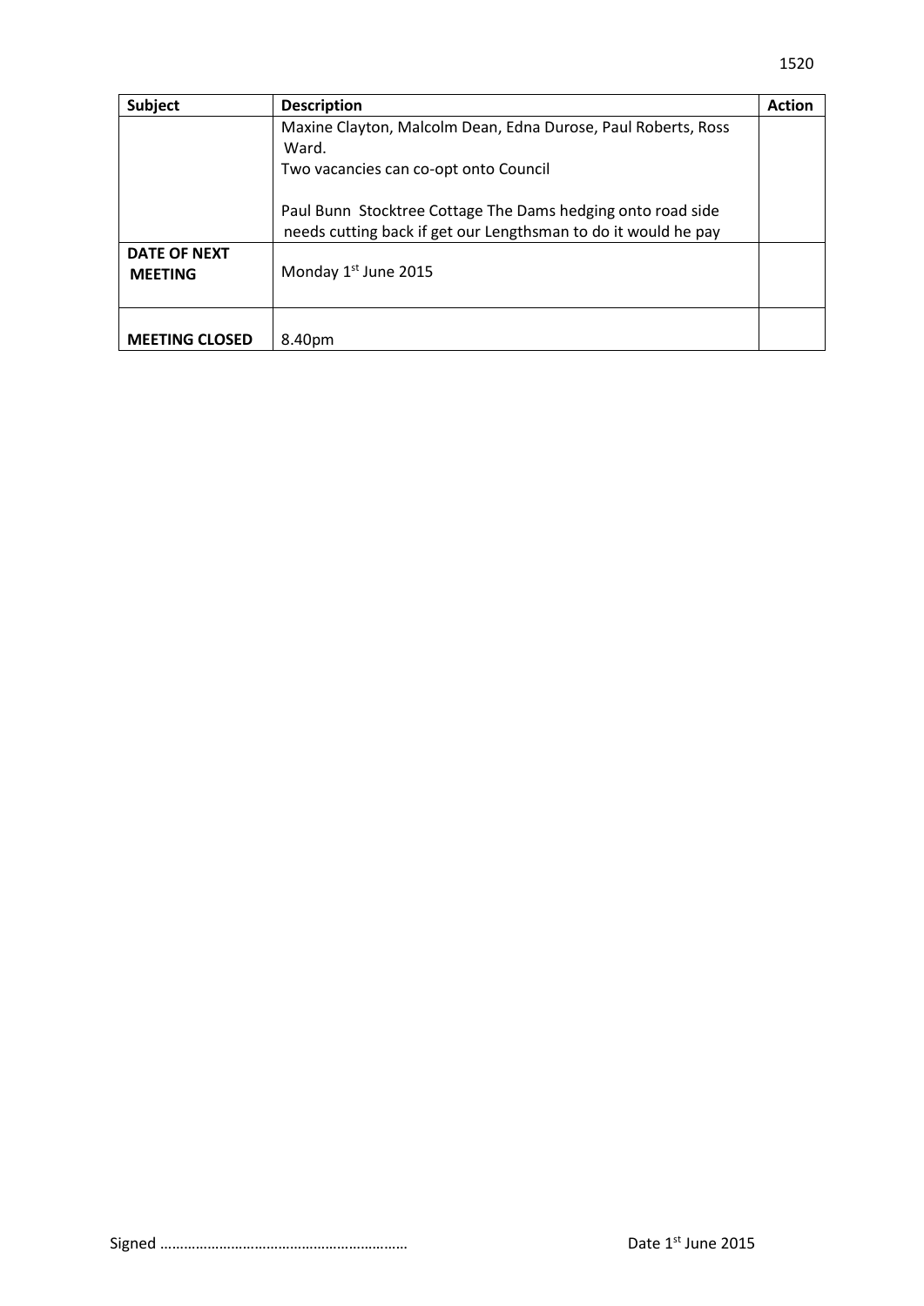| Subject | Description | Action |
|---|---|---|
| | Maxine Clayton, Malcolm Dean, Edna Durose, Paul Roberts, Ross Ward.<br>Two vacancies can co-opt onto Council<br><br>Paul Bunn Stocktree Cottage The Dams hedging onto road side needs cutting back if get our Lengthsman to do it would he pay | |
| **DATE OF NEXT MEETING** | Monday 1st June 2015 | |
| **MEETING CLOSED** | 8.40pm | |

Signed ……………………………………………………… Date 1st June 2015